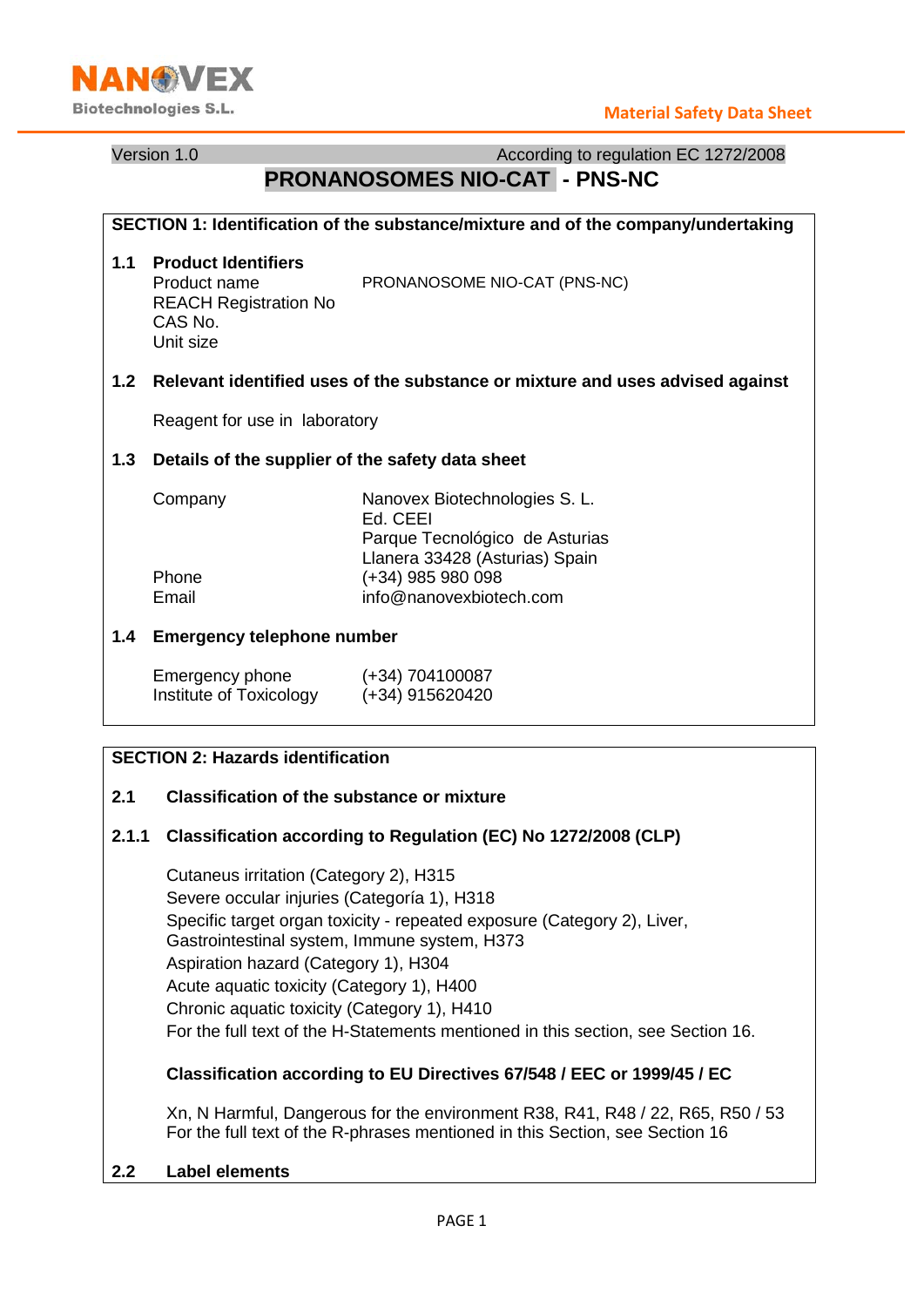Version 1.0 According to regulation EC 1272/2008

# PRONANOSOMES NIO-CAT - PNS-NC

## SECTION 1: Identification of the substance/mixture and of the company/undertaking

### 1.1 Product Identifiers

| | |
|---|---|
| Product name | PRONANOSOME NIO-CAT (PNS-NC) |
| REACH Registration No | |
| CAS No. | |
| Unit size | |

### 1.2 Relevant identified uses of the substance or mixture and uses advised against

Reagent for use in laboratory

### 1.3 Details of the supplier of the safety data sheet

| | |
|---|---|
| Company | Nanovex Biotechnologies S. L.<br>Ed. CEEI<br>Parque Tecnológico de Asturias<br>Llanera 33428 (Asturias) Spain |
| Phone | (+34) 985 980 098 |
| Email | info@nanovexbiotech.com |

### 1.4 Emergency telephone number

| | |
|---|---|
| Emergency phone | (+34) 704100087 |
| Institute of Toxicology | (+34) 915620420 |

## SECTION 2: Hazards identification

### 2.1 Classification of the substance or mixture

#### 2.1.1 Classification according to Regulation (EC) No 1272/2008 (CLP)

Cutaneus irritation (Category 2), H315
Severe occular injuries (Categoría 1), H318
Specific target organ toxicity - repeated exposure (Category 2), Liver, Gastrointestinal system, Immune system, H373
Aspiration hazard (Category 1), H304
Acute aquatic toxicity (Category 1), H400
Chronic aquatic toxicity (Category 1), H410
For the full text of the H-Statements mentioned in this section, see Section 16.

**Classification according to EU Directives 67/548 / EEC or 1999/45 / EC**

Xn, N Harmful, Dangerous for the environment R38, R41, R48 / 22, R65, R50 / 53
For the full text of the R-phrases mentioned in this Section, see Section 16

### 2.2 Label elements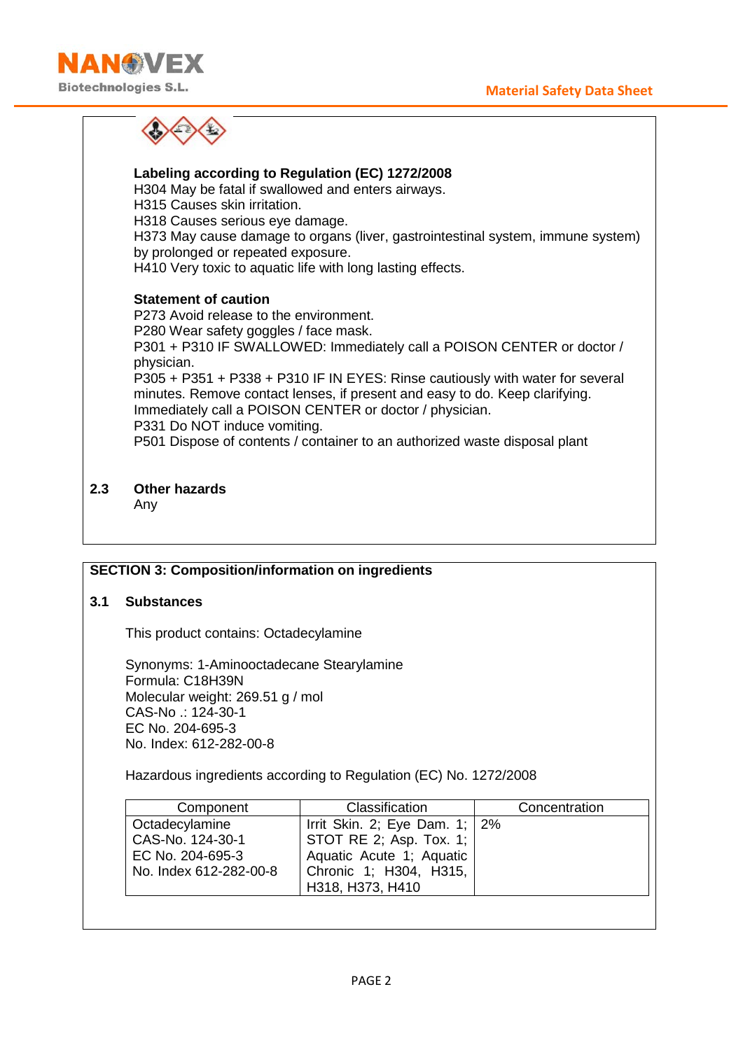**Labeling according to Regulation (EC) 1272/2008**

H304 May be fatal if swallowed and enters airways.
H315 Causes skin irritation.
H318 Causes serious eye damage.
H373 May cause damage to organs (liver, gastrointestinal system, immune system) by prolonged or repeated exposure.
H410 Very toxic to aquatic life with long lasting effects.

**Statement of caution**

P273 Avoid release to the environment.
P280 Wear safety goggles / face mask.
P301 + P310 IF SWALLOWED: Immediately call a POISON CENTER or doctor / physician.
P305 + P351 + P338 + P310 IF IN EYES: Rinse cautiously with water for several minutes. Remove contact lenses, if present and easy to do. Keep clarifying. Immediately call a POISON CENTER or doctor / physician.
P331 Do NOT induce vomiting.
P501 Dispose of contents / container to an authorized waste disposal plant

## 2.3 Other hazards

Any

## SECTION 3: Composition/information on ingredients

### 3.1 Substances

This product contains: Octadecylamine

Synonyms: 1-Aminooctadecane Stearylamine
Formula: $C_{18}H_{39}N$
Molecular weight: 269.51 g / mol
CAS-No .: 124-30-1
EC No. 204-695-3
No. Index: 612-282-00-8

Hazardous ingredients according to Regulation (EC) No. 1272/2008

| Component | Classification | Concentration |
|---|---|---|
| Octadecylamine<br>CAS-No. 124-30-1<br>EC No. 204-695-3<br>No. Index 612-282-00-8 | Irrit Skin. 2; Eye Dam. 1; STOT RE 2; Asp. Tox. 1; Aquatic Acute 1; Aquatic Chronic 1; H304, H315, H318, H373, H410 | 2% |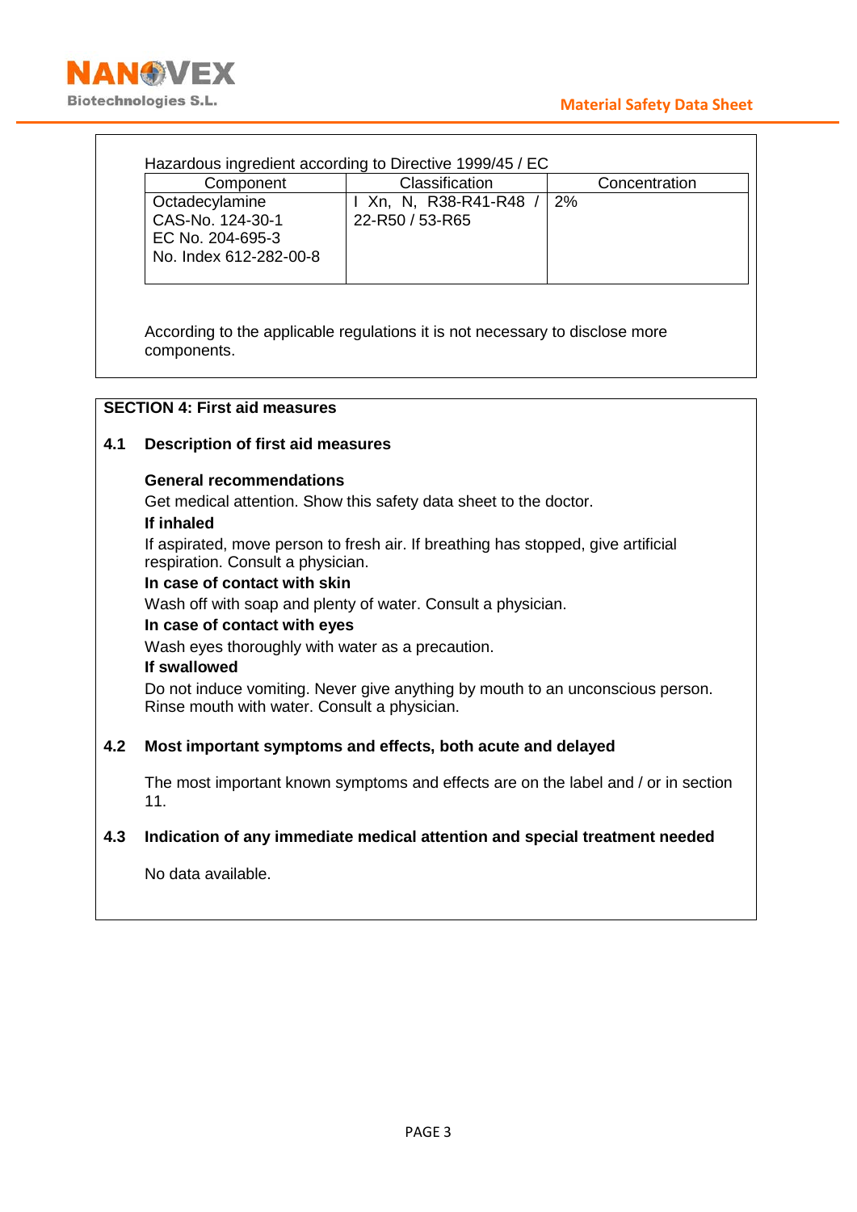Hazardous ingredient according to Directive 1999/45 / EC

| Component | Classification | Concentration |
|---|---|---|
| Octadecylamine<br>CAS-No. 124-30-1<br>EC No. 204-695-3<br>No. Index 612-282-00-8 | I Xn, N, R38-R41-R48 / 22-R50 / 53-R65 | 2% |

According to the applicable regulations it is not necessary to disclose more components.

## SECTION 4: First aid measures

### 4.1 Description of first aid measures

**General recommendations**

Get medical attention. Show this safety data sheet to the doctor.

**If inhaled**

If aspirated, move person to fresh air. If breathing has stopped, give artificial respiration. Consult a physician.

**In case of contact with skin**

Wash off with soap and plenty of water. Consult a physician.

**In case of contact with eyes**

Wash eyes thoroughly with water as a precaution.

**If swallowed**

Do not induce vomiting. Never give anything by mouth to an unconscious person. Rinse mouth with water. Consult a physician.

### 4.2 Most important symptoms and effects, both acute and delayed

The most important known symptoms and effects are on the label and / or in section 11.

### 4.3 Indication of any immediate medical attention and special treatment needed

No data available.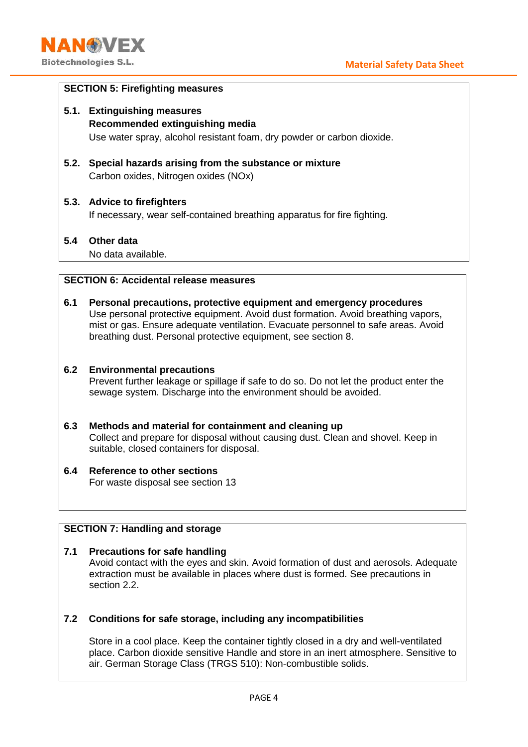## SECTION 5: Firefighting measures

**5.1. Extinguishing measures**

**Recommended extinguishing media**

Use water spray, alcohol resistant foam, dry powder or carbon dioxide.

**5.2. Special hazards arising from the substance or mixture**

Carbon oxides, Nitrogen oxides (NOx)

**5.3. Advice to firefighters**

If necessary, wear self-contained breathing apparatus for fire fighting.

**5.4 Other data**

No data available.

## SECTION 6: Accidental release measures

**6.1 Personal precautions, protective equipment and emergency procedures**

Use personal protective equipment. Avoid dust formation. Avoid breathing vapors, mist or gas. Ensure adequate ventilation. Evacuate personnel to safe areas. Avoid breathing dust. Personal protective equipment, see section 8.

**6.2 Environmental precautions**

Prevent further leakage or spillage if safe to do so. Do not let the product enter the sewage system. Discharge into the environment should be avoided.

**6.3 Methods and material for containment and cleaning up**

Collect and prepare for disposal without causing dust. Clean and shovel. Keep in suitable, closed containers for disposal.

**6.4 Reference to other sections**

For waste disposal see section 13

## SECTION 7: Handling and storage

**7.1 Precautions for safe handling**

Avoid contact with the eyes and skin. Avoid formation of dust and aerosols. Adequate extraction must be available in places where dust is formed. See precautions in section 2.2.

**7.2 Conditions for safe storage, including any incompatibilities**

Store in a cool place. Keep the container tightly closed in a dry and well-ventilated place. Carbon dioxide sensitive Handle and store in an inert atmosphere. Sensitive to air. German Storage Class (TRGS 510): Non-combustible solids.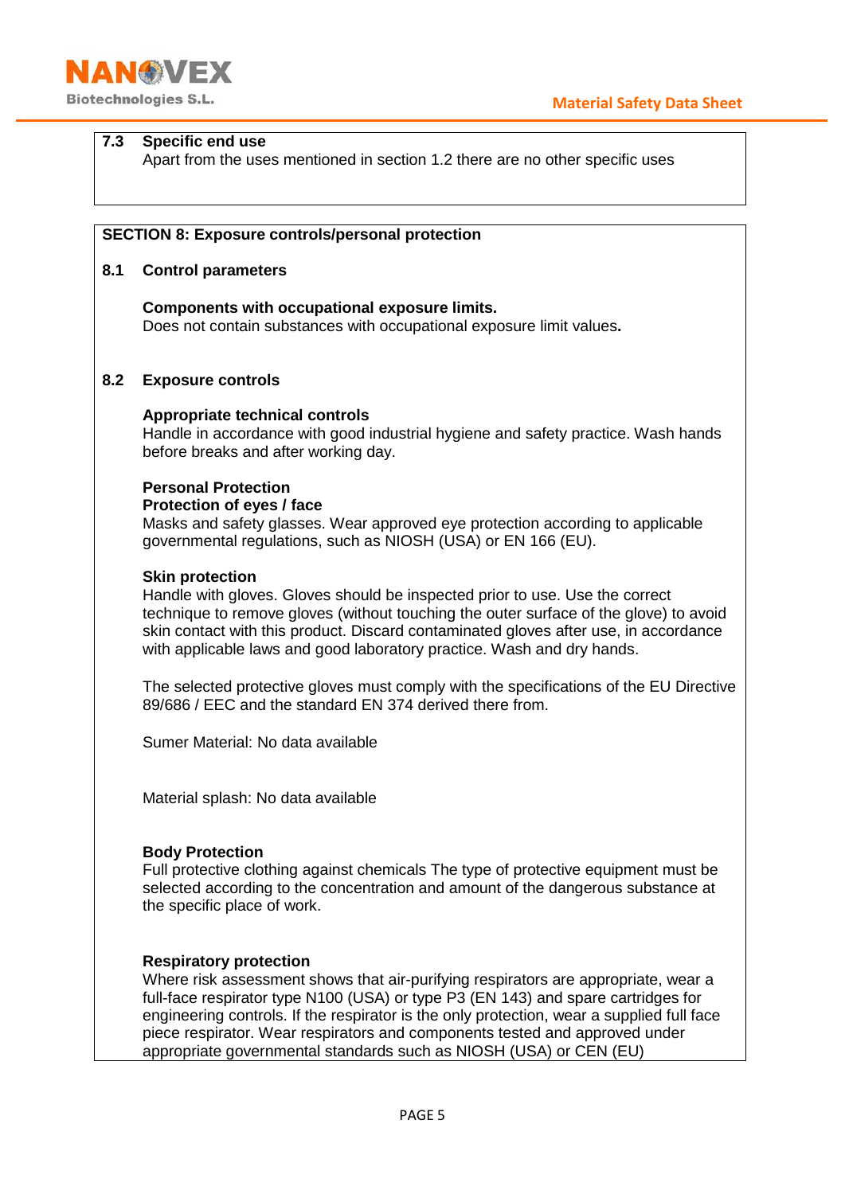### 7.3 Specific end use

Apart from the uses mentioned in section 1.2 there are no other specific uses

## SECTION 8: Exposure controls/personal protection

### 8.1 Control parameters

**Components with occupational exposure limits.**

Does not contain substances with occupational exposure limit values**.**

### 8.2 Exposure controls

**Appropriate technical controls**

Handle in accordance with good industrial hygiene and safety practice. Wash hands before breaks and after working day.

**Personal Protection**

**Protection of eyes / face**

Masks and safety glasses. Wear approved eye protection according to applicable governmental regulations, such as NIOSH (USA) or EN 166 (EU).

**Skin protection**

Handle with gloves. Gloves should be inspected prior to use. Use the correct technique to remove gloves (without touching the outer surface of the glove) to avoid skin contact with this product. Discard contaminated gloves after use, in accordance with applicable laws and good laboratory practice. Wash and dry hands.

The selected protective gloves must comply with the specifications of the EU Directive 89/686 / EEC and the standard EN 374 derived there from.

Sumer Material: No data available

Material splash: No data available

**Body Protection**

Full protective clothing against chemicals The type of protective equipment must be selected according to the concentration and amount of the dangerous substance at the specific place of work.

**Respiratory protection**

Where risk assessment shows that air-purifying respirators are appropriate, wear a full-face respirator type N100 (USA) or type P3 (EN 143) and spare cartridges for engineering controls. If the respirator is the only protection, wear a supplied full face piece respirator. Wear respirators and components tested and approved under appropriate governmental standards such as NIOSH (USA) or CEN (EU)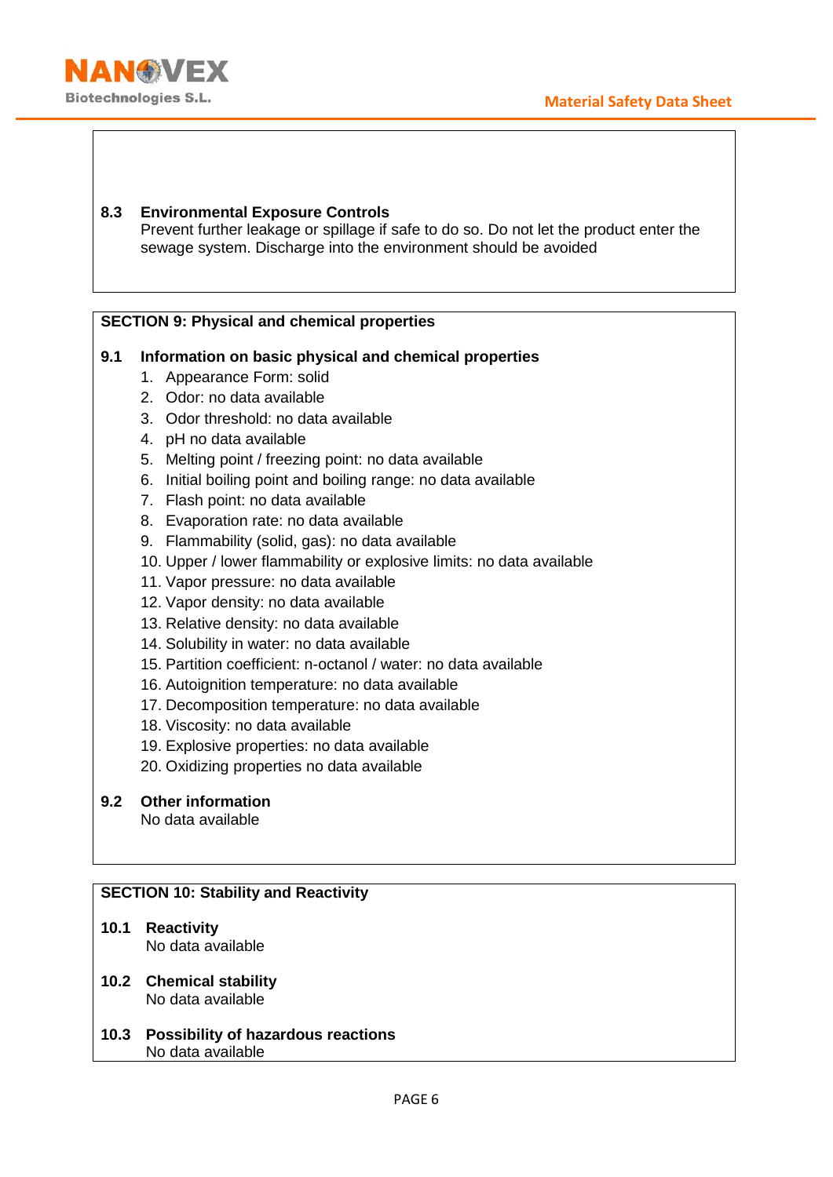### 8.3 Environmental Exposure Controls

Prevent further leakage or spillage if safe to do so. Do not let the product enter the sewage system. Discharge into the environment should be avoided

## SECTION 9: Physical and chemical properties

### 9.1 Information on basic physical and chemical properties

1. Appearance Form: solid
2. Odor: no data available
3. Odor threshold: no data available
4. pH no data available
5. Melting point / freezing point: no data available
6. Initial boiling point and boiling range: no data available
7. Flash point: no data available
8. Evaporation rate: no data available
9. Flammability (solid, gas): no data available
10. Upper / lower flammability or explosive limits: no data available
11. Vapor pressure: no data available
12. Vapor density: no data available
13. Relative density: no data available
14. Solubility in water: no data available
15. Partition coefficient: n-octanol / water: no data available
16. Autoignition temperature: no data available
17. Decomposition temperature: no data available
18. Viscosity: no data available
19. Explosive properties: no data available
20. Oxidizing properties no data available

### 9.2 Other information

No data available

## SECTION 10: Stability and Reactivity

### 10.1 Reactivity

No data available

### 10.2 Chemical stability

No data available

### 10.3 Possibility of hazardous reactions

No data available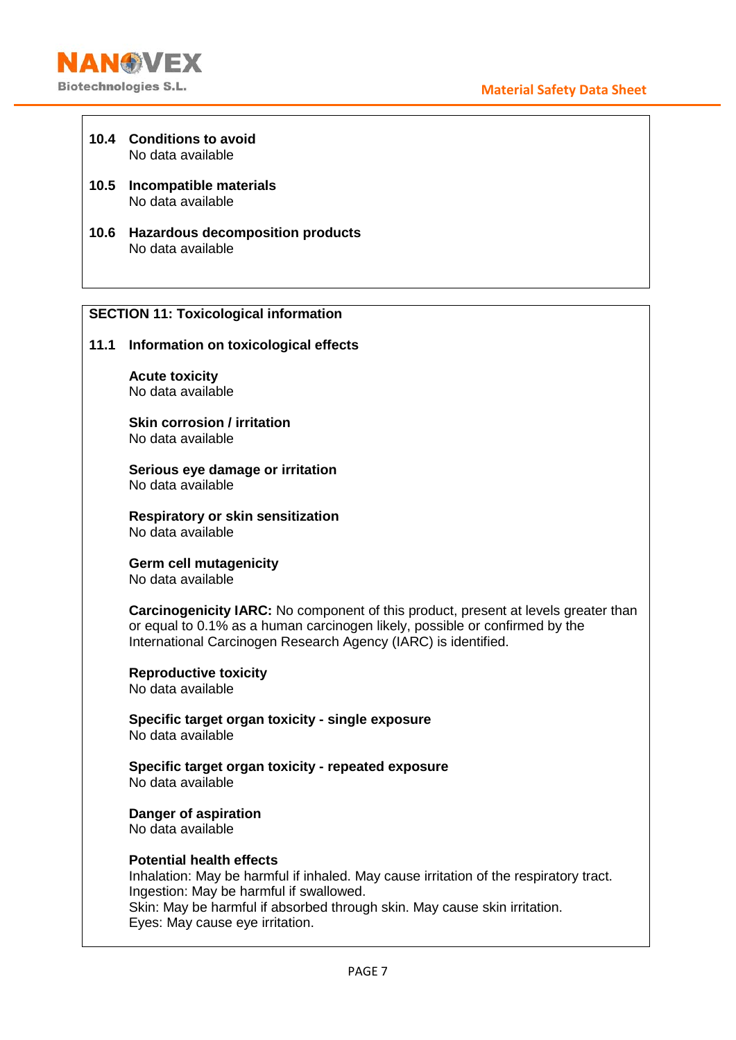### 10.4 Conditions to avoid

No data available

### 10.5 Incompatible materials

No data available

### 10.6 Hazardous decomposition products

No data available

## SECTION 11: Toxicological information

### 11.1 Information on toxicological effects

**Acute toxicity**
No data available

**Skin corrosion / irritation**
No data available

**Serious eye damage or irritation**
No data available

**Respiratory or skin sensitization**
No data available

**Germ cell mutagenicity**
No data available

**Carcinogenicity IARC:** No component of this product, present at levels greater than or equal to 0.1% as a human carcinogen likely, possible or confirmed by the International Carcinogen Research Agency (IARC) is identified.

**Reproductive toxicity**
No data available

**Specific target organ toxicity - single exposure**
No data available

**Specific target organ toxicity - repeated exposure**
No data available

**Danger of aspiration**
No data available

**Potential health effects**
Inhalation: May be harmful if inhaled. May cause irritation of the respiratory tract.
Ingestion: May be harmful if swallowed.
Skin: May be harmful if absorbed through skin. May cause skin irritation.
Eyes: May cause eye irritation.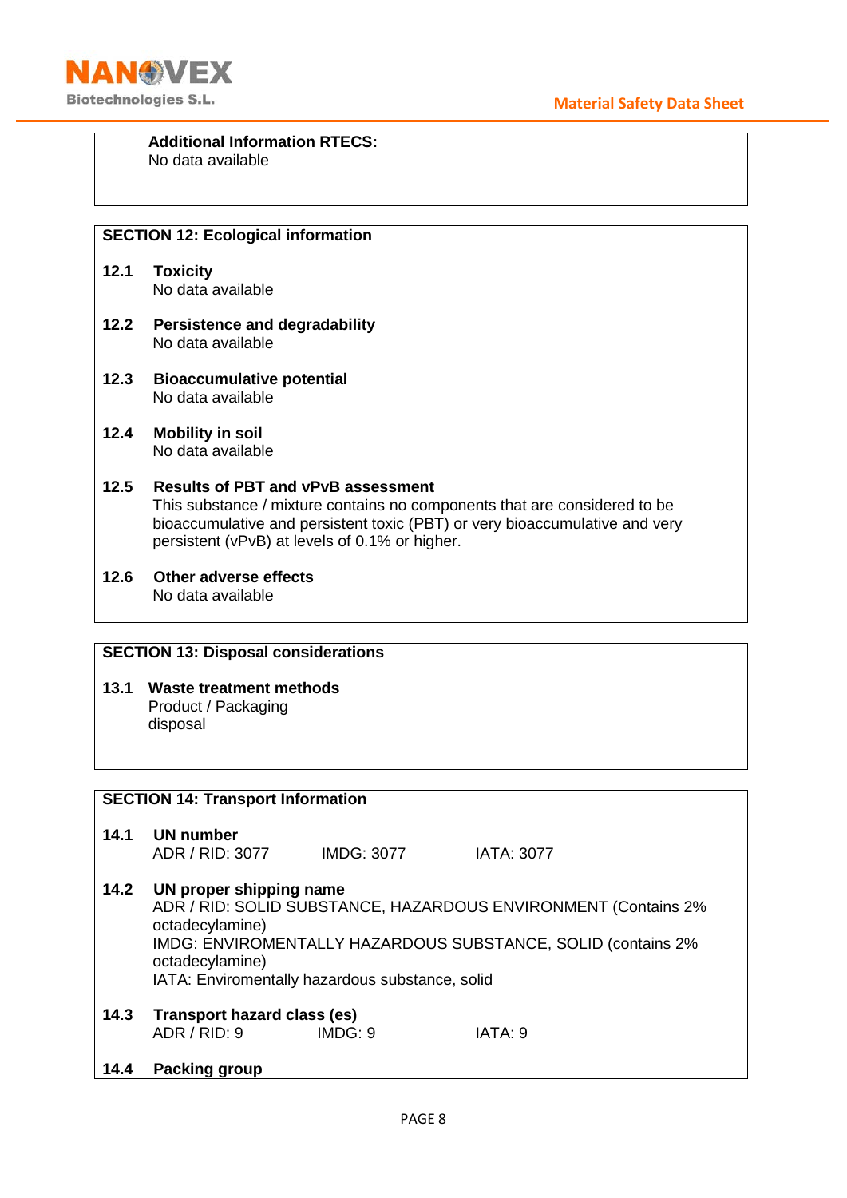**Additional Information RTECS:**
No data available

## SECTION 12: Ecological information

**12.1 Toxicity**
No data available

**12.2 Persistence and degradability**
No data available

**12.3 Bioaccumulative potential**
No data available

**12.4 Mobility in soil**
No data available

**12.5 Results of PBT and vPvB assessment**
This substance / mixture contains no components that are considered to be bioaccumulative and persistent toxic (PBT) or very bioaccumulative and very persistent (vPvB) at levels of 0.1% or higher.

**12.6 Other adverse effects**
No data available

## SECTION 13: Disposal considerations

**13.1 Waste treatment methods**
Product / Packaging
disposal

## SECTION 14: Transport Information

**14.1 UN number**

| ADR / RID: 3077 | IMDG: 3077 | IATA: 3077 |
|---|---|---|

**14.2 UN proper shipping name**
ADR / RID: SOLID SUBSTANCE, HAZARDOUS ENVIRONMENT (Contains 2% octadecylamine)
IMDG: ENVIROMENTALLY HAZARDOUS SUBSTANCE, SOLID (contains 2% octadecylamine)
IATA: Enviromentally hazardous substance, solid

**14.3 Transport hazard class (es)**

| ADR / RID: 9 | IMDG: 9 | IATA: 9 |
|---|---|---|

**14.4 Packing group**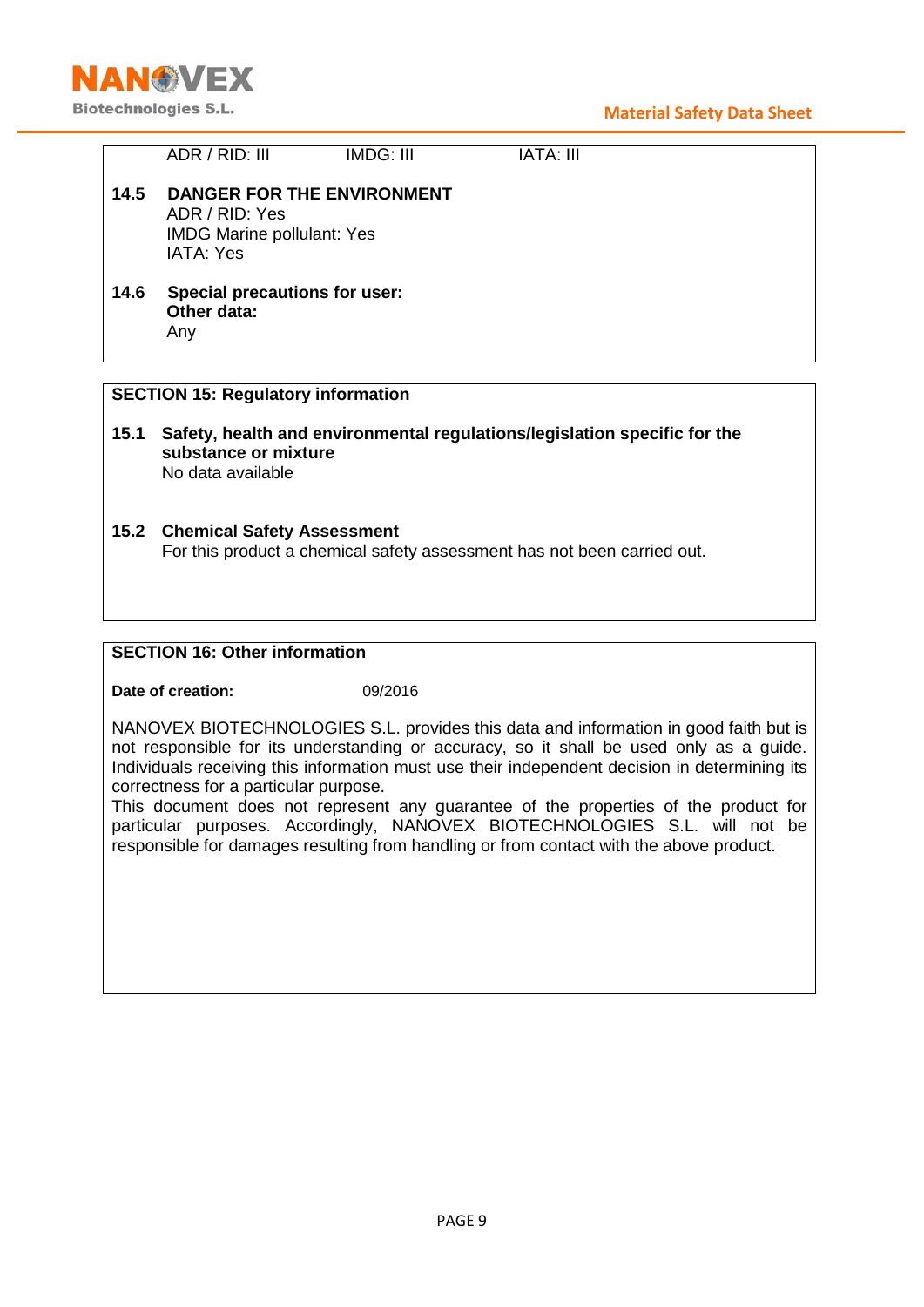ADR / RID: III IMDG: III IATA: III

**14.5 DANGER FOR THE ENVIRONMENT**

ADR / RID: Yes
IMDG Marine pollutant: Yes
IATA: Yes

**14.6 Special precautions for user:**

**Other data:**
Any

## SECTION 15: Regulatory information

**15.1 Safety, health and environmental regulations/legislation specific for the substance or mixture**

No data available

**15.2 Chemical Safety Assessment**

For this product a chemical safety assessment has not been carried out.

## SECTION 16: Other information

**Date of creation:** 09/2016

NANOVEX BIOTECHNOLOGIES S.L. provides this data and information in good faith but is not responsible for its understanding or accuracy, so it shall be used only as a guide. Individuals receiving this information must use their independent decision in determining its correctness for a particular purpose.
This document does not represent any guarantee of the properties of the product for particular purposes. Accordingly, NANOVEX BIOTECHNOLOGIES S.L. will not be responsible for damages resulting from handling or from contact with the above product.